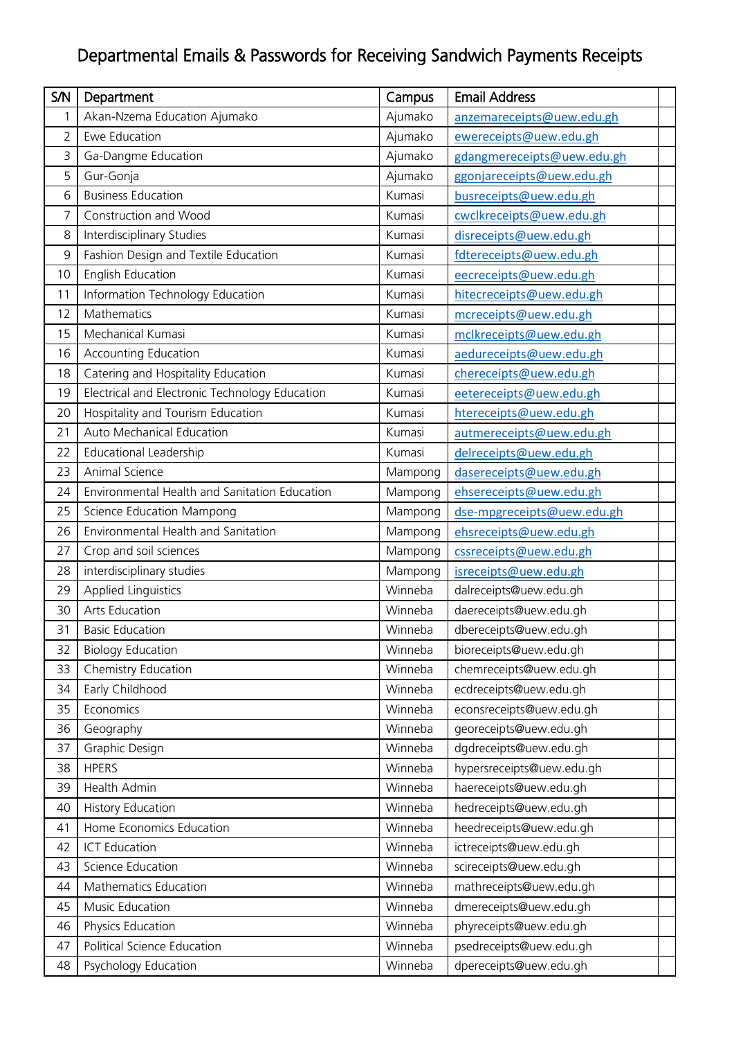# Departmental Emails & Passwords for Receiving Sandwich Payments Receipts

| S/N | Department | Campus | Email Address | |
|---|---|---|---|---|
| 1 | Akan-Nzema Education Ajumako | Ajumako | anzemareceipts@uew.edu.gh | |
| 2 | Ewe Education | Ajumako | ewereceipts@uew.edu.gh | |
| 3 | Ga-Dangme Education | Ajumako | gdangmereceipts@uew.edu.gh | |
| 5 | Gur-Gonja | Ajumako | ggonjareceipts@uew.edu.gh | |
| 6 | Business Education | Kumasi | busreceipts@uew.edu.gh | |
| 7 | Construction and Wood | Kumasi | cwclkreceipts@uew.edu.gh | |
| 8 | Interdisciplinary Studies | Kumasi | disreceipts@uew.edu.gh | |
| 9 | Fashion Design and Textile Education | Kumasi | fdtereceipts@uew.edu.gh | |
| 10 | English Education | Kumasi | eecreceipts@uew.edu.gh | |
| 11 | Information Technology Education | Kumasi | hitecreceipts@uew.edu.gh | |
| 12 | Mathematics | Kumasi | mcreceipts@uew.edu.gh | |
| 15 | Mechanical Kumasi | Kumasi | mclkreceipts@uew.edu.gh | |
| 16 | Accounting Education | Kumasi | aedureceipts@uew.edu.gh | |
| 18 | Catering and Hospitality Education | Kumasi | chereceipts@uew.edu.gh | |
| 19 | Electrical and Electronic Technology Education | Kumasi | eetereceipts@uew.edu.gh | |
| 20 | Hospitality and Tourism Education | Kumasi | htereceipts@uew.edu.gh | |
| 21 | Auto Mechanical Education | Kumasi | autmereceipts@uew.edu.gh | |
| 22 | Educational Leadership | Kumasi | delreceipts@uew.edu.gh | |
| 23 | Animal Science | Mampong | dasereceipts@uew.edu.gh | |
| 24 | Environmental Health and Sanitation Education | Mampong | ehsereceipts@uew.edu.gh | |
| 25 | Science Education Mampong | Mampong | dse-mpgreceipts@uew.edu.gh | |
| 26 | Environmental Health and Sanitation | Mampong | ehsreceipts@uew.edu.gh | |
| 27 | Crop and soil sciences | Mampong | cssreceipts@uew.edu.gh | |
| 28 | interdisciplinary studies | Mampong | isreceipts@uew.edu.gh | |
| 29 | Applied Linguistics | Winneba | dalreceipts@uew.edu.gh | |
| 30 | Arts Education | Winneba | daereceipts@uew.edu.gh | |
| 31 | Basic Education | Winneba | dbereceipts@uew.edu.gh | |
| 32 | Biology Education | Winneba | bioreceipts@uew.edu.gh | |
| 33 | Chemistry Education | Winneba | chemreceipts@uew.edu.gh | |
| 34 | Early Childhood | Winneba | ecdreceipts@uew.edu.gh | |
| 35 | Economics | Winneba | econsreceipts@uew.edu.gh | |
| 36 | Geography | Winneba | georeceipts@uew.edu.gh | |
| 37 | Graphic Design | Winneba | dgdreceipts@uew.edu.gh | |
| 38 | HPERS | Winneba | hypersreceipts@uew.edu.gh | |
| 39 | Health Admin | Winneba | haereceipts@uew.edu.gh | |
| 40 | History Education | Winneba | hedreceipts@uew.edu.gh | |
| 41 | Home Economics Education | Winneba | heedreceipts@uew.edu.gh | |
| 42 | ICT Education | Winneba | ictreceipts@uew.edu.gh | |
| 43 | Science Education | Winneba | scireceipts@uew.edu.gh | |
| 44 | Mathematics Education | Winneba | mathreceipts@uew.edu.gh | |
| 45 | Music Education | Winneba | dmereceipts@uew.edu.gh | |
| 46 | Physics Education | Winneba | phyreceipts@uew.edu.gh | |
| 47 | Political Science Education | Winneba | psedreceipts@uew.edu.gh | |
| 48 | Psychology Education | Winneba | dpereceipts@uew.edu.gh | |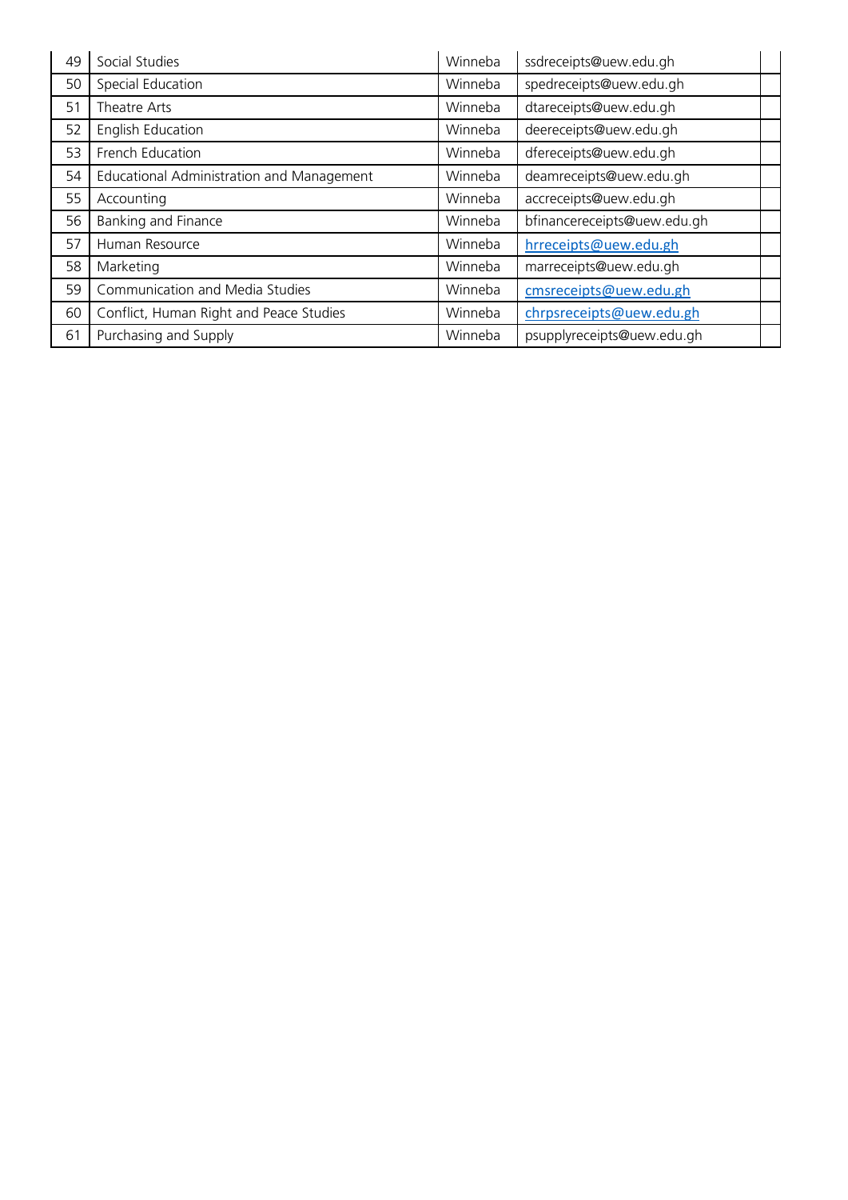| | | | | |
|---|---|---|---|---|
| 49 | Social Studies | Winneba | ssdreceipts@uew.edu.gh | |
| 50 | Special Education | Winneba | spedreceipts@uew.edu.gh | |
| 51 | Theatre Arts | Winneba | dtareceipts@uew.edu.gh | |
| 52 | English Education | Winneba | deereceipts@uew.edu.gh | |
| 53 | French Education | Winneba | dfereceipts@uew.edu.gh | |
| 54 | Educational Administration and Management | Winneba | deamreceipts@uew.edu.gh | |
| 55 | Accounting | Winneba | accreceipts@uew.edu.gh | |
| 56 | Banking and Finance | Winneba | bfinancereceipts@uew.edu.gh | |
| 57 | Human Resource | Winneba | hrreceipts@uew.edu.gh | |
| 58 | Marketing | Winneba | marreceipts@uew.edu.gh | |
| 59 | Communication and Media Studies | Winneba | cmsreceipts@uew.edu.gh | |
| 60 | Conflict, Human Right and Peace Studies | Winneba | chrpsreceipts@uew.edu.gh | |
| 61 | Purchasing and Supply | Winneba | psupplyreceipts@uew.edu.gh | |